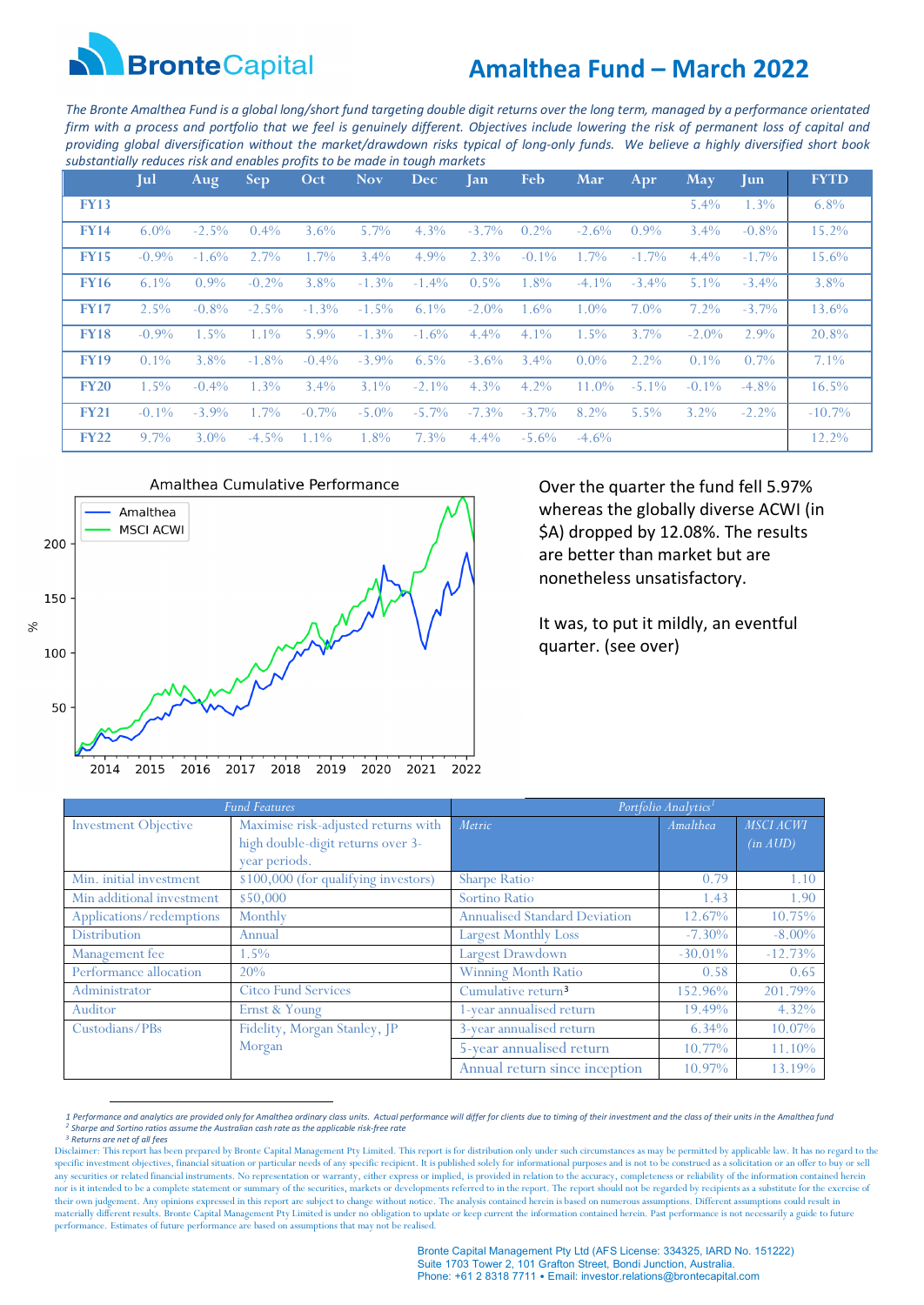# Bronte Capital

# Amalthea Fund – March 2022

*The Bronte Amalthea Fund is a global long/short fund targeting double digit returns over the long term, managed by a performance orientated firm with a process and portfolio that we feel is genuinely different. Objectives include lowering the risk of permanent loss of capital and providing global diversification without the market/drawdown risks typical of long-only funds. We believe a highly diversified short book substantially reduces risk and enables profits to be made in tough markets*

| | Jul | Aug | Sep | Oct | Nov | Dec | Jan | Feb | Mar | Apr | May | Jun | FYTD |
|---|---|---|---|---|---|---|---|---|---|---|---|---|---|
| FY13 | | | | | | | | | | | 5.4% | 1.3% | 6.8% |
| FY14 | 6.0% | -2.5% | 0.4% | 3.6% | 5.7% | 4.3% | -3.7% | 0.2% | -2.6% | 0.9% | 3.4% | -0.8% | 15.2% |
| FY15 | -0.9% | -1.6% | 2.7% | 1.7% | 3.4% | 4.9% | 2.3% | -0.1% | 1.7% | -1.7% | 4.4% | -1.7% | 15.6% |
| FY16 | 6.1% | 0.9% | -0.2% | 3.8% | -1.3% | -1.4% | 0.5% | 1.8% | -4.1% | -3.4% | 5.1% | -3.4% | 3.8% |
| FY17 | 2.5% | -0.8% | -2.5% | -1.3% | -1.5% | 6.1% | -2.0% | 1.6% | 1.0% | 7.0% | 7.2% | -3.7% | 13.6% |
| FY18 | -0.9% | 1.5% | 1.1% | 5.9% | -1.3% | -1.6% | 4.4% | 4.1% | 1.5% | 3.7% | -2.0% | 2.9% | 20.8% |
| FY19 | 0.1% | 3.8% | -1.8% | -0.4% | -3.9% | 6.5% | -3.6% | 3.4% | 0.0% | 2.2% | 0.1% | 0.7% | 7.1% |
| FY20 | 1.5% | -0.4% | 1.3% | 3.4% | 3.1% | -2.1% | 4.3% | 4.2% | 11.0% | -5.1% | -0.1% | -4.8% | 16.5% |
| FY21 | -0.1% | -3.9% | 1.7% | -0.7% | -5.0% | -5.7% | -7.3% | -3.7% | 8.2% | 5.5% | 3.2% | -2.2% | -10.7% |
| FY22 | 9.7% | 3.0% | -4.5% | 1.1% | 1.8% | 7.3% | 4.4% | -5.6% | -4.6% | | | | 12.2% |

Amalthea Cumulative Performance

Over the quarter the fund fell 5.97% whereas the globally diverse ACWI (in $A) dropped by 12.08%. The results are better than market but are nonetheless unsatisfactory.

It was, to put it mildly, an eventful quarter. (see over)

| Fund Features | |
|---|---|
| Investment Objective | Maximise risk-adjusted returns with high double-digit returns over 3-year periods. |
| Min. initial investment | $100,000 (for qualifying investors) |
| Min additional investment | $50,000 |
| Applications/redemptions | Monthly |
| Distribution | Annual |
| Management fee | 1.5% |
| Performance allocation | 20% |
| Administrator | Citco Fund Services |
| Auditor | Ernst & Young |
| Custodians/PBs | Fidelity, Morgan Stanley, JP Morgan |

| Portfolio Analytics[1] | | |
|---|---|---|
| Metric | Amalthea | MSCI ACWI (in AUD) |
| Sharpe Ratio[2] | 0.79 | 1.10 |
| Sortino Ratio | 1.43 | 1.90 |
| Annualised Standard Deviation | 12.67% | 10.75% |
| Largest Monthly Loss | -7.30% | -8.00% |
| Largest Drawdown | -30.01% | -12.73% |
| Winning Month Ratio | 0.58 | 0.65 |
| Cumulative return[3] | 152.96% | 201.79% |
| 1-year annualised return | 19.49% | 4.32% |
| 3-year annualised return | 6.34% | 10.07% |
| 5-year annualised return | 10.77% | 11.10% |
| Annual return since inception | 10.97% | 13.19% |

[1] Performance and analytics are provided only for Amalthea ordinary class units. Actual performance will differ for clients due to timing of their investment and the class of their units in the Amalthea fund
[2] Sharpe and Sortino ratios assume the Australian cash rate as the applicable risk-free rate
[3] Returns are net of all fees

Disclaimer: This report has been prepared by Bronte Capital Management Pty Limited. This report is for distribution only under such circumstances as may be permitted by applicable law. It has no regard to the specific investment objectives, financial situation or particular needs of any specific recipient. It is published solely for informational purposes and is not to be construed as a solicitation or an offer to buy or sell any securities or related financial instruments. No representation or warranty, either express or implied, is provided in relation to the accuracy, completeness or reliability of the information contained herein nor is it intended to be a complete statement or summary of the securities, markets or developments referred to in the report. The report should not be regarded by recipients as a substitute for the exercise of their own judgement. Any opinions expressed in this report are subject to change without notice. The analysis contained herein is based on numerous assumptions. Different assumptions could result in materially different results. Bronte Capital Management Pty Limited is under no obligation to update or keep current the information contained herein. Past performance is not necessarily a guide to future performance. Estimates of future performance are based on assumptions that may not be realised.

Bronte Capital Management Pty Ltd (AFS License: 334325, IARD No. 151222)
Suite 1703 Tower 2, 101 Grafton Street, Bondi Junction, Australia.
Phone: +61 2 8318 7711 • Email: investor.relations@brontecapital.com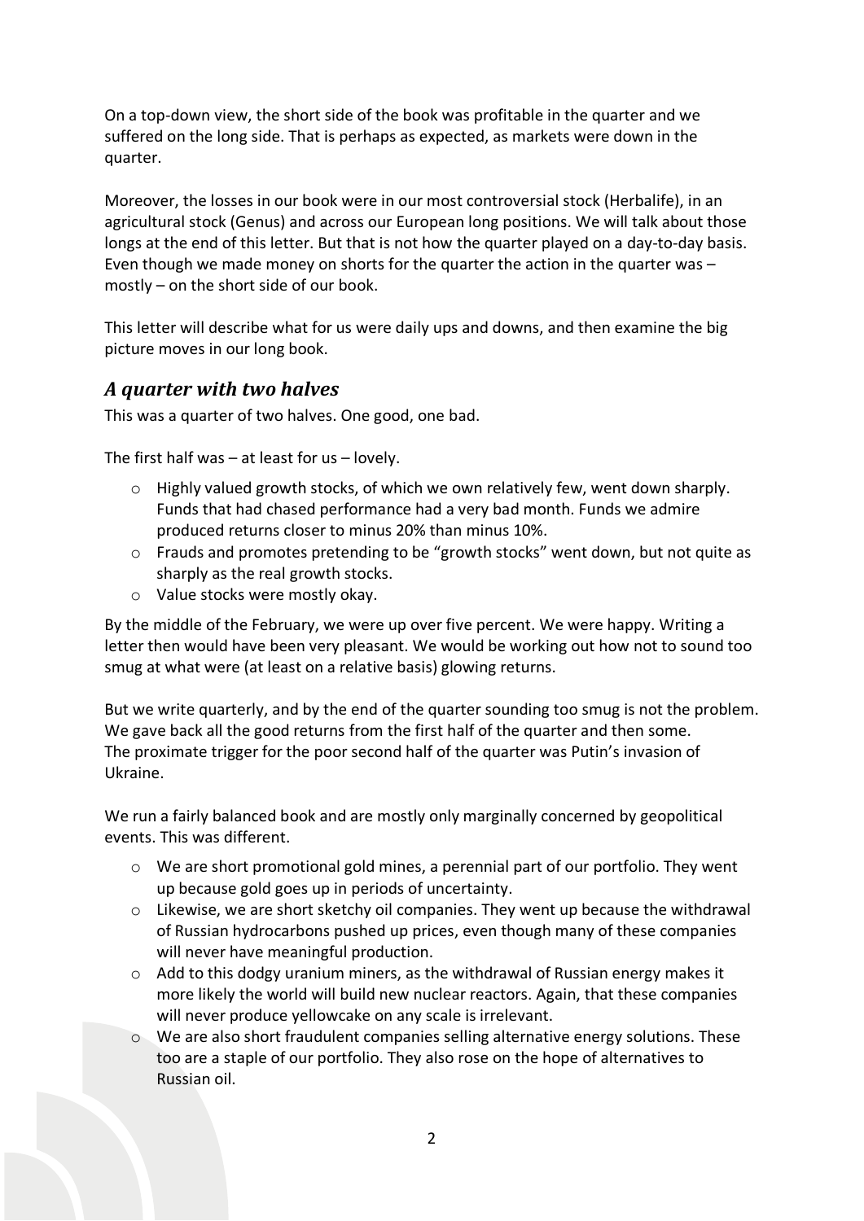On a top-down view, the short side of the book was profitable in the quarter and we suffered on the long side. That is perhaps as expected, as markets were down in the quarter.

Moreover, the losses in our book were in our most controversial stock (Herbalife), in an agricultural stock (Genus) and across our European long positions. We will talk about those longs at the end of this letter. But that is not how the quarter played on a day-to-day basis. Even though we made money on shorts for the quarter the action in the quarter was – mostly – on the short side of our book.

This letter will describe what for us were daily ups and downs, and then examine the big picture moves in our long book.

## *A quarter with two halves*

This was a quarter of two halves. One good, one bad.

The first half was – at least for us – lovely.

- Highly valued growth stocks, of which we own relatively few, went down sharply. Funds that had chased performance had a very bad month. Funds we admire produced returns closer to minus 20% than minus 10%.
- Frauds and promotes pretending to be "growth stocks" went down, but not quite as sharply as the real growth stocks.
- Value stocks were mostly okay.

By the middle of the February, we were up over five percent. We were happy. Writing a letter then would have been very pleasant. We would be working out how not to sound too smug at what were (at least on a relative basis) glowing returns.

But we write quarterly, and by the end of the quarter sounding too smug is not the problem. We gave back all the good returns from the first half of the quarter and then some. The proximate trigger for the poor second half of the quarter was Putin's invasion of Ukraine.

We run a fairly balanced book and are mostly only marginally concerned by geopolitical events. This was different.

- We are short promotional gold mines, a perennial part of our portfolio. They went up because gold goes up in periods of uncertainty.
- Likewise, we are short sketchy oil companies. They went up because the withdrawal of Russian hydrocarbons pushed up prices, even though many of these companies will never have meaningful production.
- Add to this dodgy uranium miners, as the withdrawal of Russian energy makes it more likely the world will build new nuclear reactors. Again, that these companies will never produce yellowcake on any scale is irrelevant.
- We are also short fraudulent companies selling alternative energy solutions. These too are a staple of our portfolio. They also rose on the hope of alternatives to Russian oil.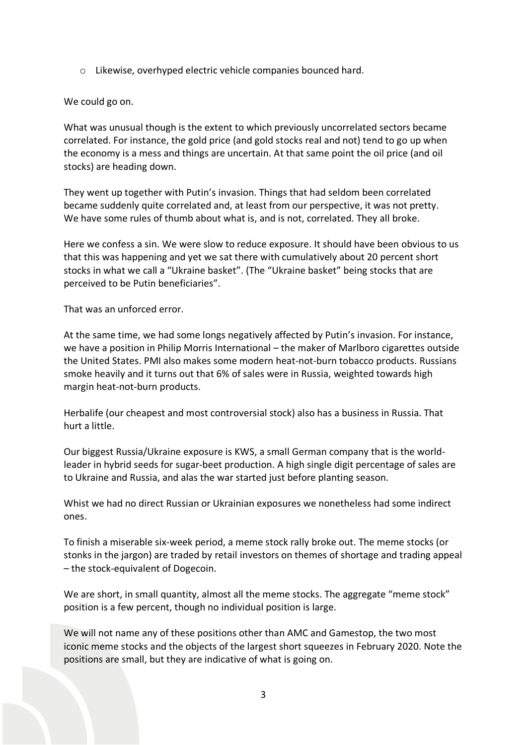- Likewise, overhyped electric vehicle companies bounced hard.

We could go on.

What was unusual though is the extent to which previously uncorrelated sectors became correlated. For instance, the gold price (and gold stocks real and not) tend to go up when the economy is a mess and things are uncertain. At that same point the oil price (and oil stocks) are heading down.

They went up together with Putin's invasion. Things that had seldom been correlated became suddenly quite correlated and, at least from our perspective, it was not pretty. We have some rules of thumb about what is, and is not, correlated. They all broke.

Here we confess a sin. We were slow to reduce exposure. It should have been obvious to us that this was happening and yet we sat there with cumulatively about 20 percent short stocks in what we call a "Ukraine basket". (The "Ukraine basket" being stocks that are perceived to be Putin beneficiaries".

That was an unforced error.

At the same time, we had some longs negatively affected by Putin's invasion. For instance, we have a position in Philip Morris International – the maker of Marlboro cigarettes outside the United States. PMI also makes some modern heat-not-burn tobacco products. Russians smoke heavily and it turns out that 6% of sales were in Russia, weighted towards high margin heat-not-burn products.

Herbalife (our cheapest and most controversial stock) also has a business in Russia. That hurt a little.

Our biggest Russia/Ukraine exposure is KWS, a small German company that is the world-leader in hybrid seeds for sugar-beet production. A high single digit percentage of sales are to Ukraine and Russia, and alas the war started just before planting season.

Whist we had no direct Russian or Ukrainian exposures we nonetheless had some indirect ones.

To finish a miserable six-week period, a meme stock rally broke out. The meme stocks (or stonks in the jargon) are traded by retail investors on themes of shortage and trading appeal – the stock-equivalent of Dogecoin.

We are short, in small quantity, almost all the meme stocks. The aggregate "meme stock" position is a few percent, though no individual position is large.

We will not name any of these positions other than AMC and Gamestop, the two most iconic meme stocks and the objects of the largest short squeezes in February 2020. Note the positions are small, but they are indicative of what is going on.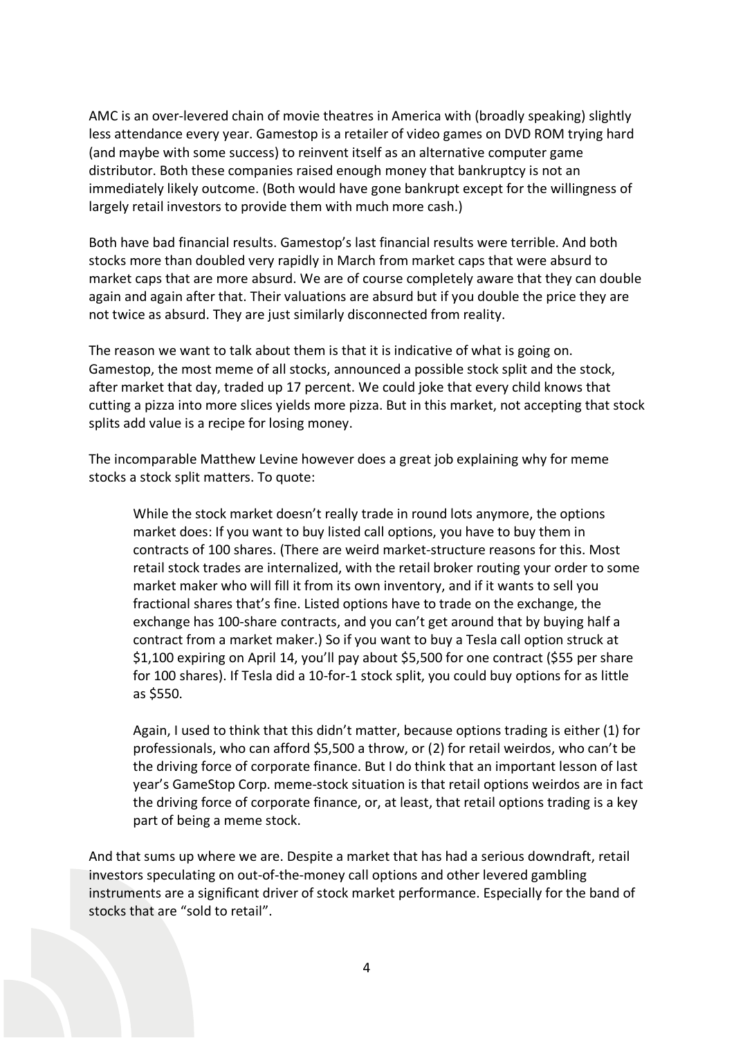AMC is an over-levered chain of movie theatres in America with (broadly speaking) slightly less attendance every year. Gamestop is a retailer of video games on DVD ROM trying hard (and maybe with some success) to reinvent itself as an alternative computer game distributor. Both these companies raised enough money that bankruptcy is not an immediately likely outcome. (Both would have gone bankrupt except for the willingness of largely retail investors to provide them with much more cash.)

Both have bad financial results. Gamestop's last financial results were terrible. And both stocks more than doubled very rapidly in March from market caps that were absurd to market caps that are more absurd. We are of course completely aware that they can double again and again after that. Their valuations are absurd but if you double the price they are not twice as absurd. They are just similarly disconnected from reality.

The reason we want to talk about them is that it is indicative of what is going on. Gamestop, the most meme of all stocks, announced a possible stock split and the stock, after market that day, traded up 17 percent. We could joke that every child knows that cutting a pizza into more slices yields more pizza. But in this market, not accepting that stock splits add value is a recipe for losing money.

The incomparable Matthew Levine however does a great job explaining why for meme stocks a stock split matters. To quote:

> While the stock market doesn't really trade in round lots anymore, the options market does: If you want to buy listed call options, you have to buy them in contracts of 100 shares. (There are weird market-structure reasons for this. Most retail stock trades are internalized, with the retail broker routing your order to some market maker who will fill it from its own inventory, and if it wants to sell you fractional shares that's fine. Listed options have to trade on the exchange, the exchange has 100-share contracts, and you can't get around that by buying half a contract from a market maker.) So if you want to buy a Tesla call option struck at $1,100 expiring on April 14, you'll pay about $5,500 for one contract ($55 per share for 100 shares). If Tesla did a 10-for-1 stock split, you could buy options for as little as $550.
>
> Again, I used to think that this didn't matter, because options trading is either (1) for professionals, who can afford $5,500 a throw, or (2) for retail weirdos, who can't be the driving force of corporate finance. But I do think that an important lesson of last year's GameStop Corp. meme-stock situation is that retail options weirdos are in fact the driving force of corporate finance, or, at least, that retail options trading is a key part of being a meme stock.

And that sums up where we are. Despite a market that has had a serious downdraft, retail investors speculating on out-of-the-money call options and other levered gambling instruments are a significant driver of stock market performance. Especially for the band of stocks that are "sold to retail".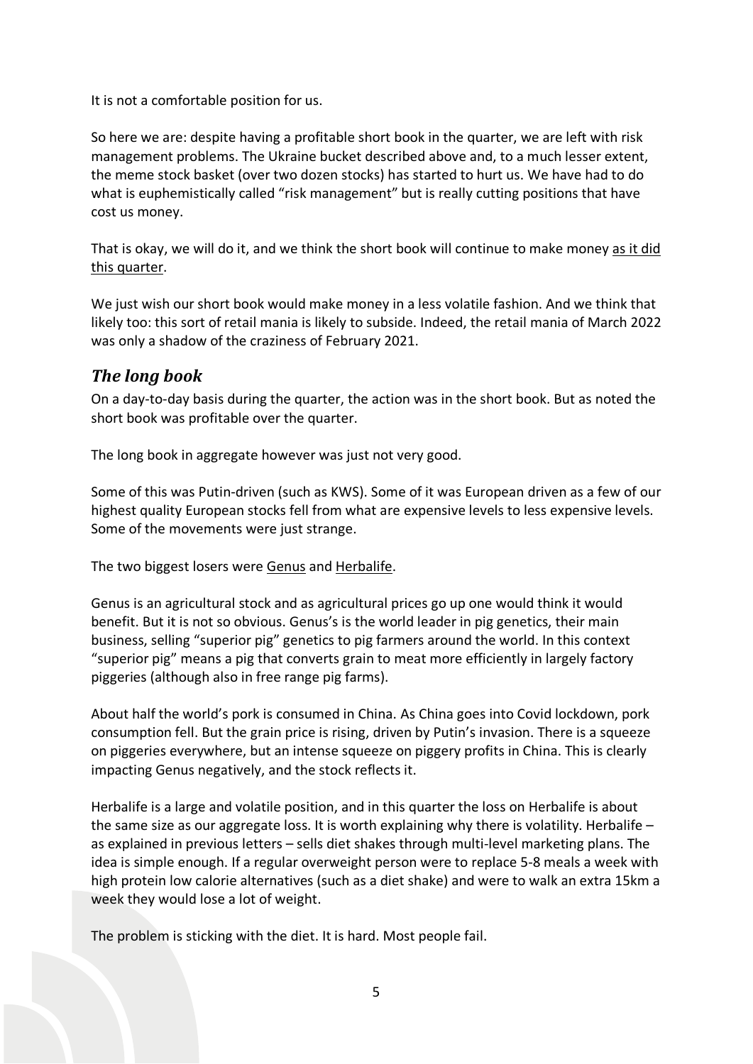It is not a comfortable position for us.

So here we are: despite having a profitable short book in the quarter, we are left with risk management problems. The Ukraine bucket described above and, to a much lesser extent, the meme stock basket (over two dozen stocks) has started to hurt us. We have had to do what is euphemistically called "risk management" but is really cutting positions that have cost us money.

That is okay, we will do it, and we think the short book will continue to make money as it did this quarter.

We just wish our short book would make money in a less volatile fashion. And we think that likely too: this sort of retail mania is likely to subside. Indeed, the retail mania of March 2022 was only a shadow of the craziness of February 2021.

## *The long book*

On a day-to-day basis during the quarter, the action was in the short book. But as noted the short book was profitable over the quarter.

The long book in aggregate however was just not very good.

Some of this was Putin-driven (such as KWS). Some of it was European driven as a few of our highest quality European stocks fell from what are expensive levels to less expensive levels. Some of the movements were just strange.

The two biggest losers were Genus and Herbalife.

Genus is an agricultural stock and as agricultural prices go up one would think it would benefit. But it is not so obvious. Genus's is the world leader in pig genetics, their main business, selling "superior pig" genetics to pig farmers around the world. In this context "superior pig" means a pig that converts grain to meat more efficiently in largely factory piggeries (although also in free range pig farms).

About half the world's pork is consumed in China. As China goes into Covid lockdown, pork consumption fell. But the grain price is rising, driven by Putin's invasion. There is a squeeze on piggeries everywhere, but an intense squeeze on piggery profits in China. This is clearly impacting Genus negatively, and the stock reflects it.

Herbalife is a large and volatile position, and in this quarter the loss on Herbalife is about the same size as our aggregate loss. It is worth explaining why there is volatility. Herbalife – as explained in previous letters – sells diet shakes through multi-level marketing plans. The idea is simple enough. If a regular overweight person were to replace 5-8 meals a week with high protein low calorie alternatives (such as a diet shake) and were to walk an extra 15km a week they would lose a lot of weight.

The problem is sticking with the diet. It is hard. Most people fail.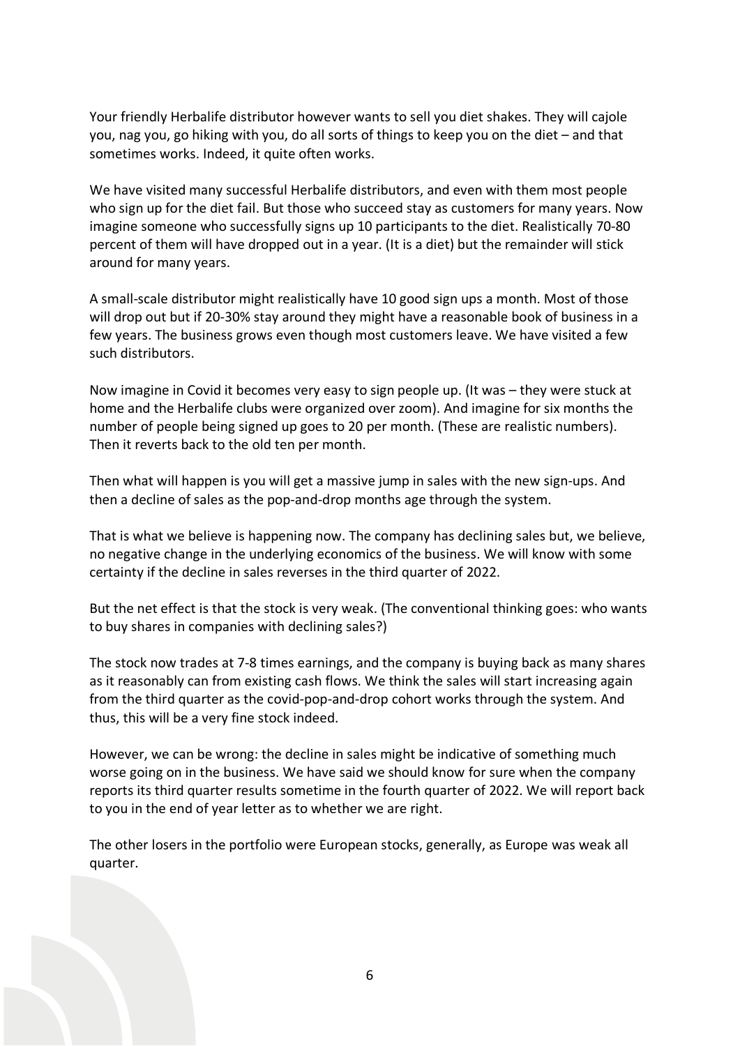Your friendly Herbalife distributor however wants to sell you diet shakes. They will cajole you, nag you, go hiking with you, do all sorts of things to keep you on the diet – and that sometimes works. Indeed, it quite often works.

We have visited many successful Herbalife distributors, and even with them most people who sign up for the diet fail. But those who succeed stay as customers for many years. Now imagine someone who successfully signs up 10 participants to the diet. Realistically 70-80 percent of them will have dropped out in a year. (It is a diet) but the remainder will stick around for many years.

A small-scale distributor might realistically have 10 good sign ups a month. Most of those will drop out but if 20-30% stay around they might have a reasonable book of business in a few years. The business grows even though most customers leave. We have visited a few such distributors.

Now imagine in Covid it becomes very easy to sign people up. (It was – they were stuck at home and the Herbalife clubs were organized over zoom). And imagine for six months the number of people being signed up goes to 20 per month. (These are realistic numbers). Then it reverts back to the old ten per month.

Then what will happen is you will get a massive jump in sales with the new sign-ups. And then a decline of sales as the pop-and-drop months age through the system.

That is what we believe is happening now. The company has declining sales but, we believe, no negative change in the underlying economics of the business. We will know with some certainty if the decline in sales reverses in the third quarter of 2022.

But the net effect is that the stock is very weak. (The conventional thinking goes: who wants to buy shares in companies with declining sales?)

The stock now trades at 7-8 times earnings, and the company is buying back as many shares as it reasonably can from existing cash flows. We think the sales will start increasing again from the third quarter as the covid-pop-and-drop cohort works through the system. And thus, this will be a very fine stock indeed.

However, we can be wrong: the decline in sales might be indicative of something much worse going on in the business. We have said we should know for sure when the company reports its third quarter results sometime in the fourth quarter of 2022. We will report back to you in the end of year letter as to whether we are right.

The other losers in the portfolio were European stocks, generally, as Europe was weak all quarter.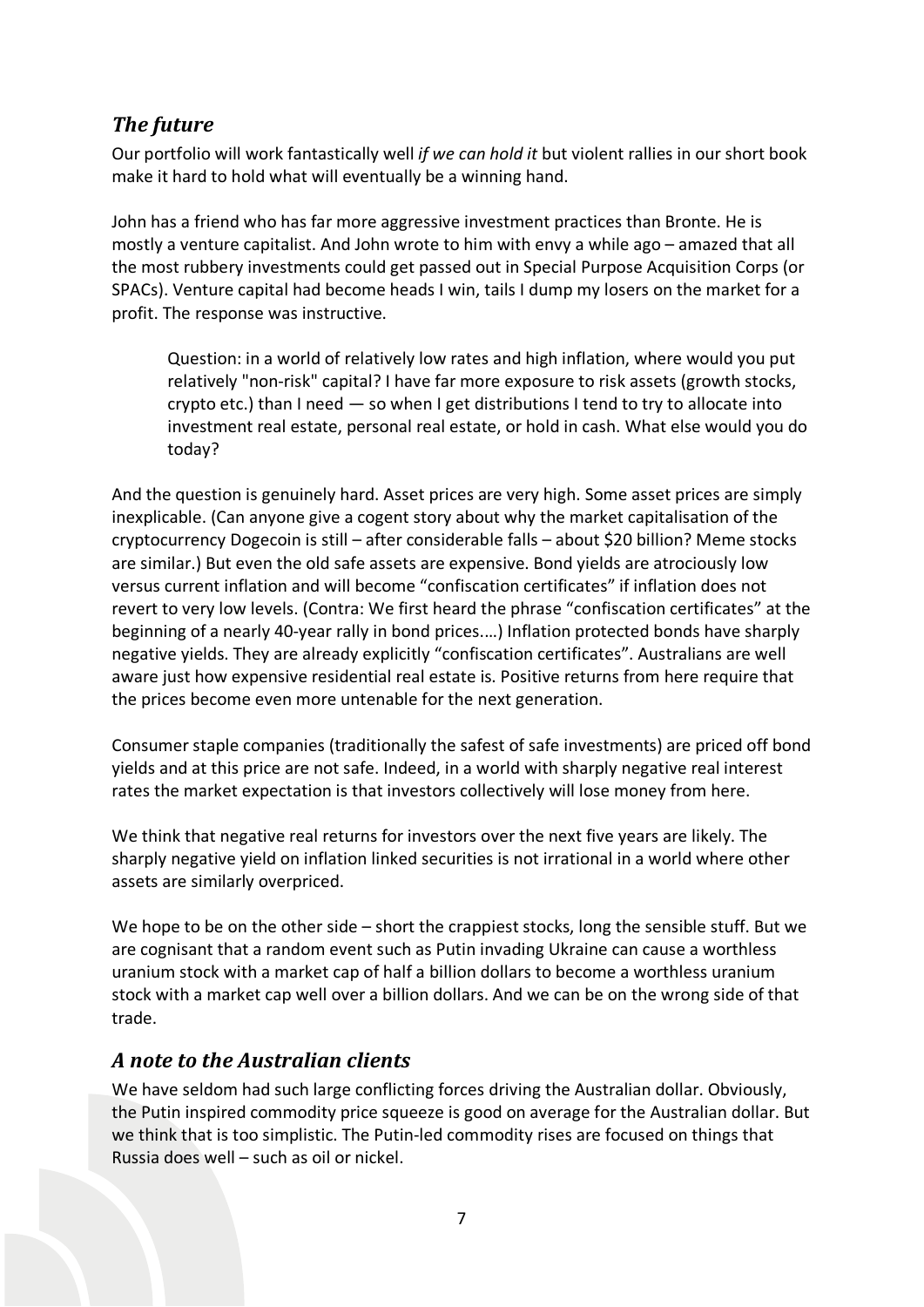## *The future*

Our portfolio will work fantastically well *if we can hold it* but violent rallies in our short book make it hard to hold what will eventually be a winning hand.

John has a friend who has far more aggressive investment practices than Bronte. He is mostly a venture capitalist. And John wrote to him with envy a while ago – amazed that all the most rubbery investments could get passed out in Special Purpose Acquisition Corps (or SPACs). Venture capital had become heads I win, tails I dump my losers on the market for a profit. The response was instructive.

> Question: in a world of relatively low rates and high inflation, where would you put relatively "non-risk" capital? I have far more exposure to risk assets (growth stocks, crypto etc.) than I need — so when I get distributions I tend to try to allocate into investment real estate, personal real estate, or hold in cash. What else would you do today?

And the question is genuinely hard. Asset prices are very high. Some asset prices are simply inexplicable. (Can anyone give a cogent story about why the market capitalisation of the cryptocurrency Dogecoin is still – after considerable falls – about $20 billion? Meme stocks are similar.) But even the old safe assets are expensive. Bond yields are atrociously low versus current inflation and will become "confiscation certificates" if inflation does not revert to very low levels. (Contra: We first heard the phrase "confiscation certificates" at the beginning of a nearly 40-year rally in bond prices.…) Inflation protected bonds have sharply negative yields. They are already explicitly "confiscation certificates". Australians are well aware just how expensive residential real estate is. Positive returns from here require that the prices become even more untenable for the next generation.

Consumer staple companies (traditionally the safest of safe investments) are priced off bond yields and at this price are not safe. Indeed, in a world with sharply negative real interest rates the market expectation is that investors collectively will lose money from here.

We think that negative real returns for investors over the next five years are likely. The sharply negative yield on inflation linked securities is not irrational in a world where other assets are similarly overpriced.

We hope to be on the other side – short the crappiest stocks, long the sensible stuff. But we are cognisant that a random event such as Putin invading Ukraine can cause a worthless uranium stock with a market cap of half a billion dollars to become a worthless uranium stock with a market cap well over a billion dollars. And we can be on the wrong side of that trade.

## *A note to the Australian clients*

We have seldom had such large conflicting forces driving the Australian dollar. Obviously, the Putin inspired commodity price squeeze is good on average for the Australian dollar. But we think that is too simplistic. The Putin-led commodity rises are focused on things that Russia does well – such as oil or nickel.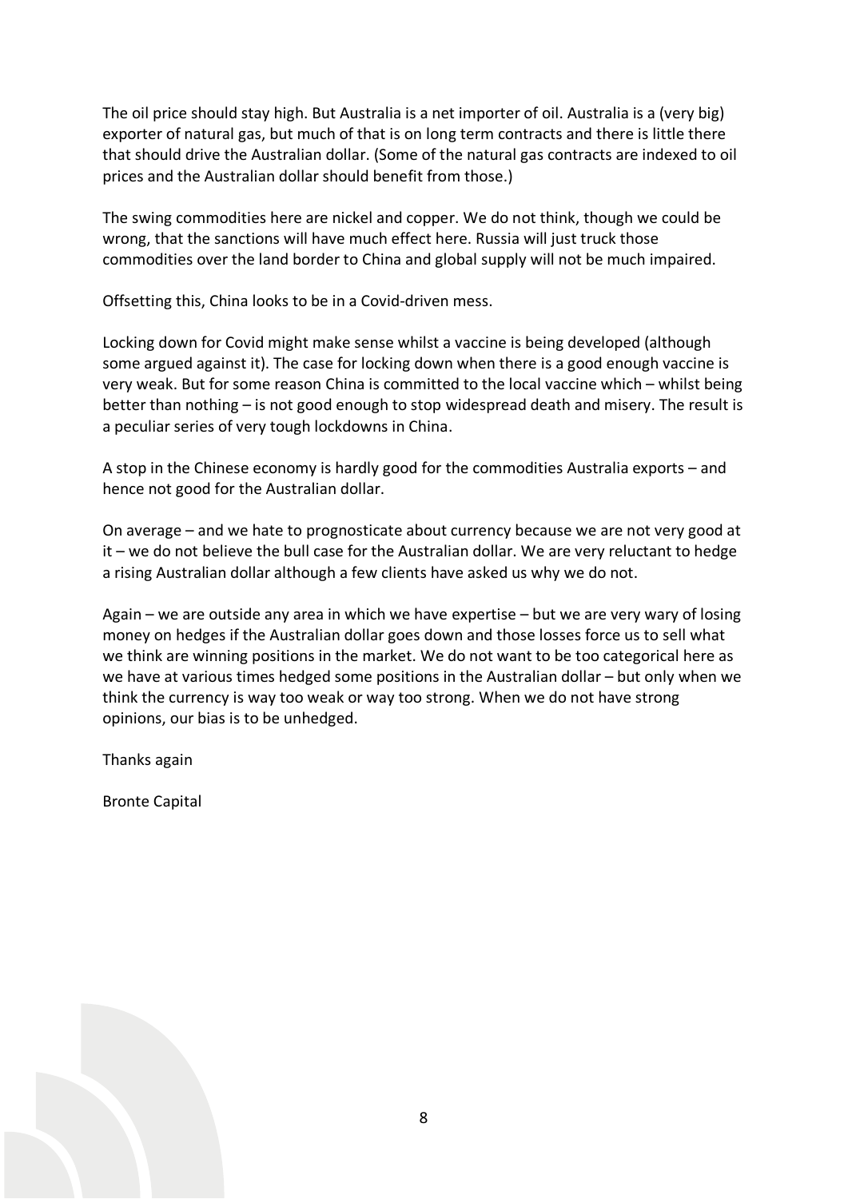The oil price should stay high. But Australia is a net importer of oil. Australia is a (very big) exporter of natural gas, but much of that is on long term contracts and there is little there that should drive the Australian dollar. (Some of the natural gas contracts are indexed to oil prices and the Australian dollar should benefit from those.)

The swing commodities here are nickel and copper. We do not think, though we could be wrong, that the sanctions will have much effect here. Russia will just truck those commodities over the land border to China and global supply will not be much impaired.

Offsetting this, China looks to be in a Covid-driven mess.

Locking down for Covid might make sense whilst a vaccine is being developed (although some argued against it). The case for locking down when there is a good enough vaccine is very weak. But for some reason China is committed to the local vaccine which – whilst being better than nothing – is not good enough to stop widespread death and misery. The result is a peculiar series of very tough lockdowns in China.

A stop in the Chinese economy is hardly good for the commodities Australia exports – and hence not good for the Australian dollar.

On average – and we hate to prognosticate about currency because we are not very good at it – we do not believe the bull case for the Australian dollar. We are very reluctant to hedge a rising Australian dollar although a few clients have asked us why we do not.

Again – we are outside any area in which we have expertise – but we are very wary of losing money on hedges if the Australian dollar goes down and those losses force us to sell what we think are winning positions in the market. We do not want to be too categorical here as we have at various times hedged some positions in the Australian dollar – but only when we think the currency is way too weak or way too strong. When we do not have strong opinions, our bias is to be unhedged.

Thanks again

Bronte Capital